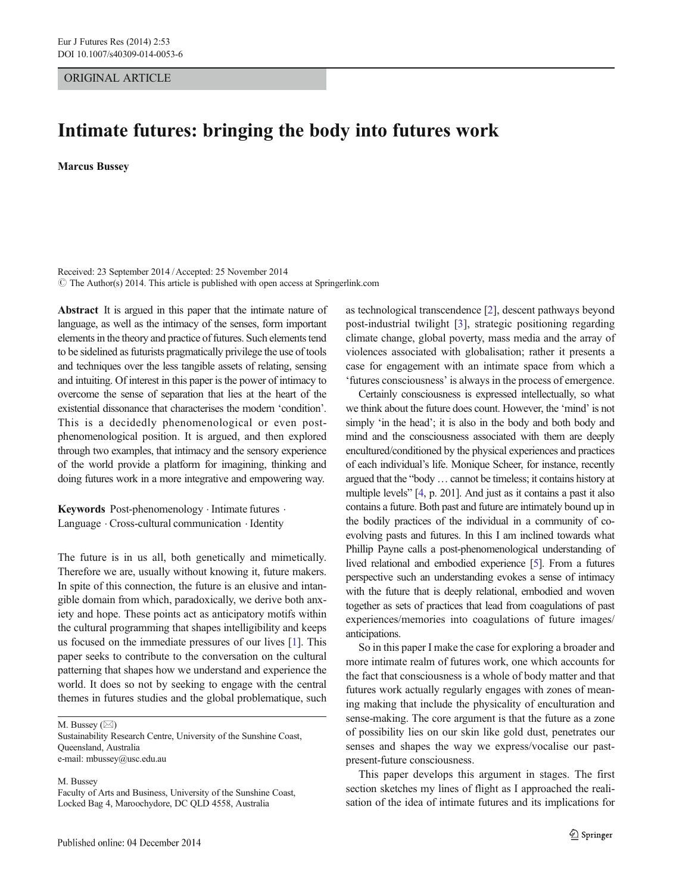ORIGINAL ARTICLE

# Intimate futures: bringing the body into futures work

**Marcus Bussey**

Received: 23 September 2014 / Accepted: 25 November 2014
© The Author(s) 2014. This article is published with open access at Springerlink.com

**Abstract** It is argued in this paper that the intimate nature of language, as well as the intimacy of the senses, form important elements in the theory and practice of futures. Such elements tend to be sidelined as futurists pragmatically privilege the use of tools and techniques over the less tangible assets of relating, sensing and intuiting. Of interest in this paper is the power of intimacy to overcome the sense of separation that lies at the heart of the existential dissonance that characterises the modern 'condition'. This is a decidedly phenomenological or even post-phenomenological position. It is argued, and then explored through two examples, that intimacy and the sensory experience of the world provide a platform for imagining, thinking and doing futures work in a more integrative and empowering way.

**Keywords** Post-phenomenology · Intimate futures · Language · Cross-cultural communication · Identity

The future is in us all, both genetically and mimetically. Therefore we are, usually without knowing it, future makers. In spite of this connection, the future is an elusive and intangible domain from which, paradoxically, we derive both anxiety and hope. These points act as anticipatory motifs within the cultural programming that shapes intelligibility and keeps us focused on the immediate pressures of our lives [1]. This paper seeks to contribute to the conversation on the cultural patterning that shapes how we understand and experience the world. It does so not by seeking to engage with the central themes in futures studies and the global problematique, such as technological transcendence [2], descent pathways beyond post-industrial twilight [3], strategic positioning regarding climate change, global poverty, mass media and the array of violences associated with globalisation; rather it presents a case for engagement with an intimate space from which a 'futures consciousness' is always in the process of emergence.

Certainly consciousness is expressed intellectually, so what we think about the future does count. However, the 'mind' is not simply 'in the head'; it is also in the body and both body and mind and the consciousness associated with them are deeply encultured/conditioned by the physical experiences and practices of each individual's life. Monique Scheer, for instance, recently argued that the "body … cannot be timeless; it contains history at multiple levels" [4, p. 201]. And just as it contains a past it also contains a future. Both past and future are intimately bound up in the bodily practices of the individual in a community of co-evolving pasts and futures. In this I am inclined towards what Phillip Payne calls a post-phenomenological understanding of lived relational and embodied experience [5]. From a futures perspective such an understanding evokes a sense of intimacy with the future that is deeply relational, embodied and woven together as sets of practices that lead from coagulations of past experiences/memories into coagulations of future images/anticipations.

So in this paper I make the case for exploring a broader and more intimate realm of futures work, one which accounts for the fact that consciousness is a whole of body matter and that futures work actually regularly engages with zones of meaning making that include the physicality of enculturation and sense-making. The core argument is that the future as a zone of possibility lies on our skin like gold dust, penetrates our senses and shapes the way we express/vocalise our past-present-future consciousness.

This paper develops this argument in stages. The first section sketches my lines of flight as I approached the realisation of the idea of intimate futures and its implications for

M. Bussey (✉)
Sustainability Research Centre, University of the Sunshine Coast, Queensland, Australia
e-mail: mbussey@usc.edu.au

M. Bussey
Faculty of Arts and Business, University of the Sunshine Coast, Locked Bag 4, Maroochydore, DC QLD 4558, Australia

Published online: 04 December 2014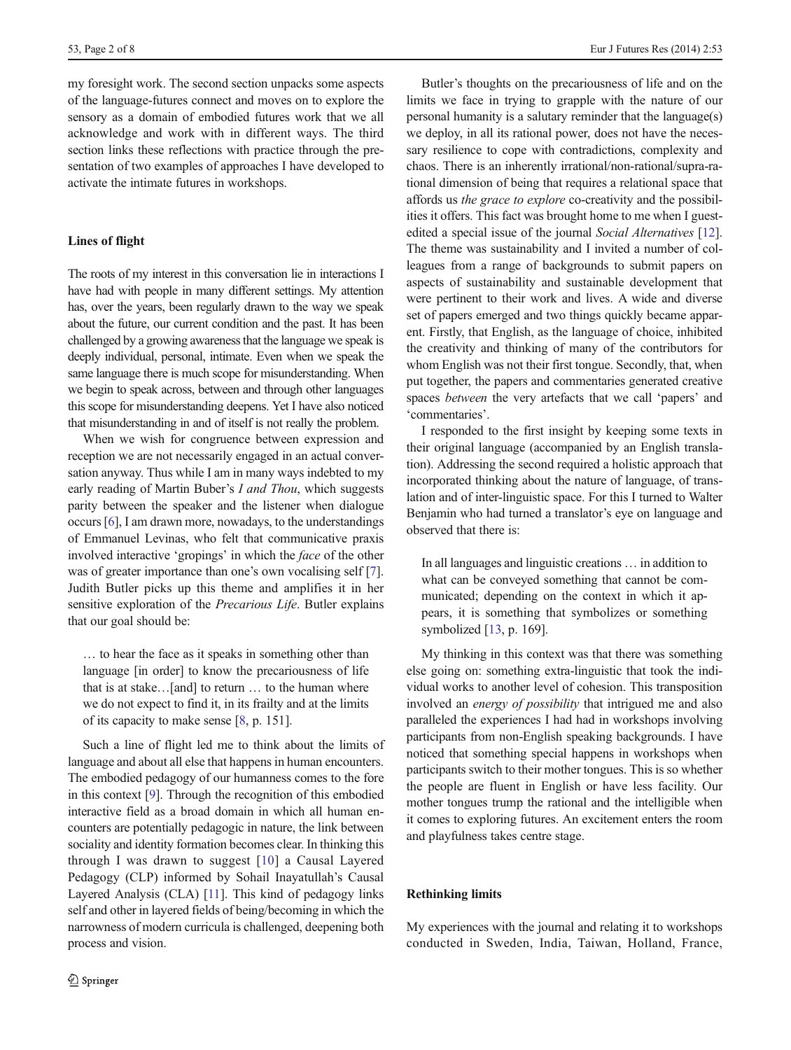my foresight work. The second section unpacks some aspects of the language-futures connect and moves on to explore the sensory as a domain of embodied futures work that we all acknowledge and work with in different ways. The third section links these reflections with practice through the presentation of two examples of approaches I have developed to activate the intimate futures in workshops.

## Lines of flight

The roots of my interest in this conversation lie in interactions I have had with people in many different settings. My attention has, over the years, been regularly drawn to the way we speak about the future, our current condition and the past. It has been challenged by a growing awareness that the language we speak is deeply individual, personal, intimate. Even when we speak the same language there is much scope for misunderstanding. When we begin to speak across, between and through other languages this scope for misunderstanding deepens. Yet I have also noticed that misunderstanding in and of itself is not really the problem.

When we wish for congruence between expression and reception we are not necessarily engaged in an actual conversation anyway. Thus while I am in many ways indebted to my early reading of Martin Buber's *I and Thou*, which suggests parity between the speaker and the listener when dialogue occurs [6], I am drawn more, nowadays, to the understandings of Emmanuel Levinas, who felt that communicative praxis involved interactive 'gropings' in which the *face* of the other was of greater importance than one's own vocalising self [7]. Judith Butler picks up this theme and amplifies it in her sensitive exploration of the *Precarious Life*. Butler explains that our goal should be:

> … to hear the face as it speaks in something other than language [in order] to know the precariousness of life that is at stake…[and] to return … to the human where we do not expect to find it, in its frailty and at the limits of its capacity to make sense [8, p. 151].

Such a line of flight led me to think about the limits of language and about all else that happens in human encounters. The embodied pedagogy of our humanness comes to the fore in this context [9]. Through the recognition of this embodied interactive field as a broad domain in which all human encounters are potentially pedagogic in nature, the link between sociality and identity formation becomes clear. In thinking this through I was drawn to suggest [10] a Causal Layered Pedagogy (CLP) informed by Sohail Inayatullah's Causal Layered Analysis (CLA) [11]. This kind of pedagogy links self and other in layered fields of being/becoming in which the narrowness of modern curricula is challenged, deepening both process and vision.

Butler's thoughts on the precariousness of life and on the limits we face in trying to grapple with the nature of our personal humanity is a salutary reminder that the language(s) we deploy, in all its rational power, does not have the necessary resilience to cope with contradictions, complexity and chaos. There is an inherently irrational/non-rational/supra-rational dimension of being that requires a relational space that affords us *the grace to explore* co-creativity and the possibilities it offers. This fact was brought home to me when I guest-edited a special issue of the journal *Social Alternatives* [12]. The theme was sustainability and I invited a number of colleagues from a range of backgrounds to submit papers on aspects of sustainability and sustainable development that were pertinent to their work and lives. A wide and diverse set of papers emerged and two things quickly became apparent. Firstly, that English, as the language of choice, inhibited the creativity and thinking of many of the contributors for whom English was not their first tongue. Secondly, that, when put together, the papers and commentaries generated creative spaces *between* the very artefacts that we call 'papers' and 'commentaries'.

I responded to the first insight by keeping some texts in their original language (accompanied by an English translation). Addressing the second required a holistic approach that incorporated thinking about the nature of language, of translation and of inter-linguistic space. For this I turned to Walter Benjamin who had turned a translator's eye on language and observed that there is:

> In all languages and linguistic creations … in addition to what can be conveyed something that cannot be communicated; depending on the context in which it appears, it is something that symbolizes or something symbolized [13, p. 169].

My thinking in this context was that there was something else going on: something extra-linguistic that took the individual works to another level of cohesion. This transposition involved an *energy of possibility* that intrigued me and also paralleled the experiences I had had in workshops involving participants from non-English speaking backgrounds. I have noticed that something special happens in workshops when participants switch to their mother tongues. This is so whether the people are fluent in English or have less facility. Our mother tongues trump the rational and the intelligible when it comes to exploring futures. An excitement enters the room and playfulness takes centre stage.

## Rethinking limits

My experiences with the journal and relating it to workshops conducted in Sweden, India, Taiwan, Holland, France,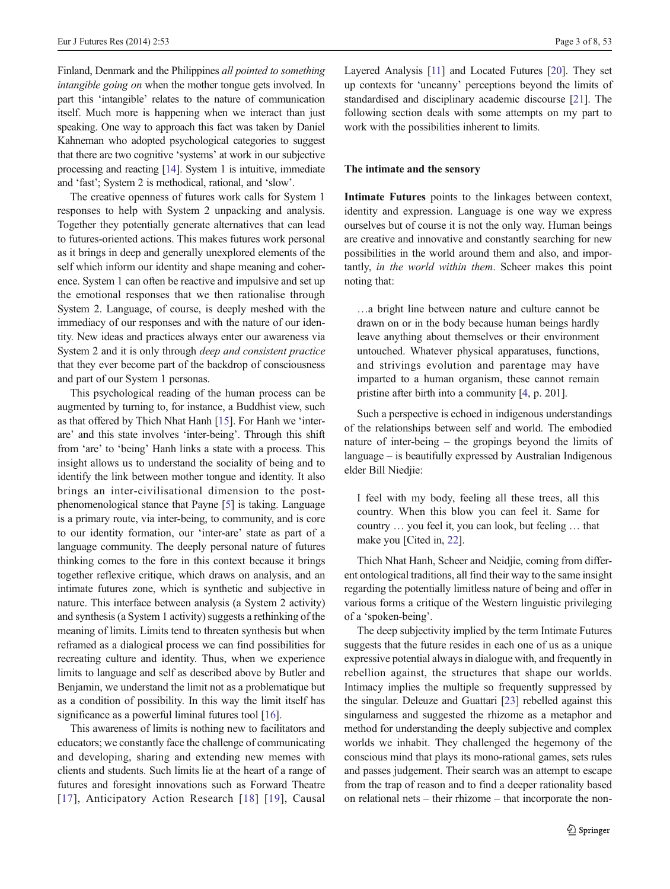Finland, Denmark and the Philippines *all pointed to something intangible going on* when the mother tongue gets involved. In part this 'intangible' relates to the nature of communication itself. Much more is happening when we interact than just speaking. One way to approach this fact was taken by Daniel Kahneman who adopted psychological categories to suggest that there are two cognitive 'systems' at work in our subjective processing and reacting [14]. System 1 is intuitive, immediate and 'fast'; System 2 is methodical, rational, and 'slow'.

The creative openness of futures work calls for System 1 responses to help with System 2 unpacking and analysis. Together they potentially generate alternatives that can lead to futures-oriented actions. This makes futures work personal as it brings in deep and generally unexplored elements of the self which inform our identity and shape meaning and coherence. System 1 can often be reactive and impulsive and set up the emotional responses that we then rationalise through System 2. Language, of course, is deeply meshed with the immediacy of our responses and with the nature of our identity. New ideas and practices always enter our awareness via System 2 and it is only through *deep and consistent practice* that they ever become part of the backdrop of consciousness and part of our System 1 personas.

This psychological reading of the human process can be augmented by turning to, for instance, a Buddhist view, such as that offered by Thich Nhat Hanh [15]. For Hanh we 'inter-are' and this state involves 'inter-being'. Through this shift from 'are' to 'being' Hanh links a state with a process. This insight allows us to understand the sociality of being and to identify the link between mother tongue and identity. It also brings an inter-civilisational dimension to the post-phenomenological stance that Payne [5] is taking. Language is a primary route, via inter-being, to community, and is core to our identity formation, our 'inter-are' state as part of a language community. The deeply personal nature of futures thinking comes to the fore in this context because it brings together reflexive critique, which draws on analysis, and an intimate futures zone, which is synthetic and subjective in nature. This interface between analysis (a System 2 activity) and synthesis (a System 1 activity) suggests a rethinking of the meaning of limits. Limits tend to threaten synthesis but when reframed as a dialogical process we can find possibilities for recreating culture and identity. Thus, when we experience limits to language and self as described above by Butler and Benjamin, we understand the limit not as a problematique but as a condition of possibility. In this way the limit itself has significance as a powerful liminal futures tool [16].

This awareness of limits is nothing new to facilitators and educators; we constantly face the challenge of communicating and developing, sharing and extending new memes with clients and students. Such limits lie at the heart of a range of futures and foresight innovations such as Forward Theatre [17], Anticipatory Action Research [18] [19], Causal Layered Analysis [11] and Located Futures [20]. They set up contexts for 'uncanny' perceptions beyond the limits of standardised and disciplinary academic discourse [21]. The following section deals with some attempts on my part to work with the possibilities inherent to limits.

## The intimate and the sensory

**Intimate Futures** points to the linkages between context, identity and expression. Language is one way we express ourselves but of course it is not the only way. Human beings are creative and innovative and constantly searching for new possibilities in the world around them and also, and importantly, *in the world within them*. Scheer makes this point noting that:

> …a bright line between nature and culture cannot be drawn on or in the body because human beings hardly leave anything about themselves or their environment untouched. Whatever physical apparatuses, functions, and strivings evolution and parentage may have imparted to a human organism, these cannot remain pristine after birth into a community [4, p. 201].

Such a perspective is echoed in indigenous understandings of the relationships between self and world. The embodied nature of inter-being – the gropings beyond the limits of language – is beautifully expressed by Australian Indigenous elder Bill Niedjie:

> I feel with my body, feeling all these trees, all this country. When this blow you can feel it. Same for country … you feel it, you can look, but feeling … that make you [Cited in, 22].

Thich Nhat Hanh, Scheer and Neidjie, coming from different ontological traditions, all find their way to the same insight regarding the potentially limitless nature of being and offer in various forms a critique of the Western linguistic privileging of a 'spoken-being'.

The deep subjectivity implied by the term Intimate Futures suggests that the future resides in each one of us as a unique expressive potential always in dialogue with, and frequently in rebellion against, the structures that shape our worlds. Intimacy implies the multiple so frequently suppressed by the singular. Deleuze and Guattari [23] rebelled against this singularness and suggested the rhizome as a metaphor and method for understanding the deeply subjective and complex worlds we inhabit. They challenged the hegemony of the conscious mind that plays its mono-rational games, sets rules and passes judgement. Their search was an attempt to escape from the trap of reason and to find a deeper rationality based on relational nets – their rhizome – that incorporate the non-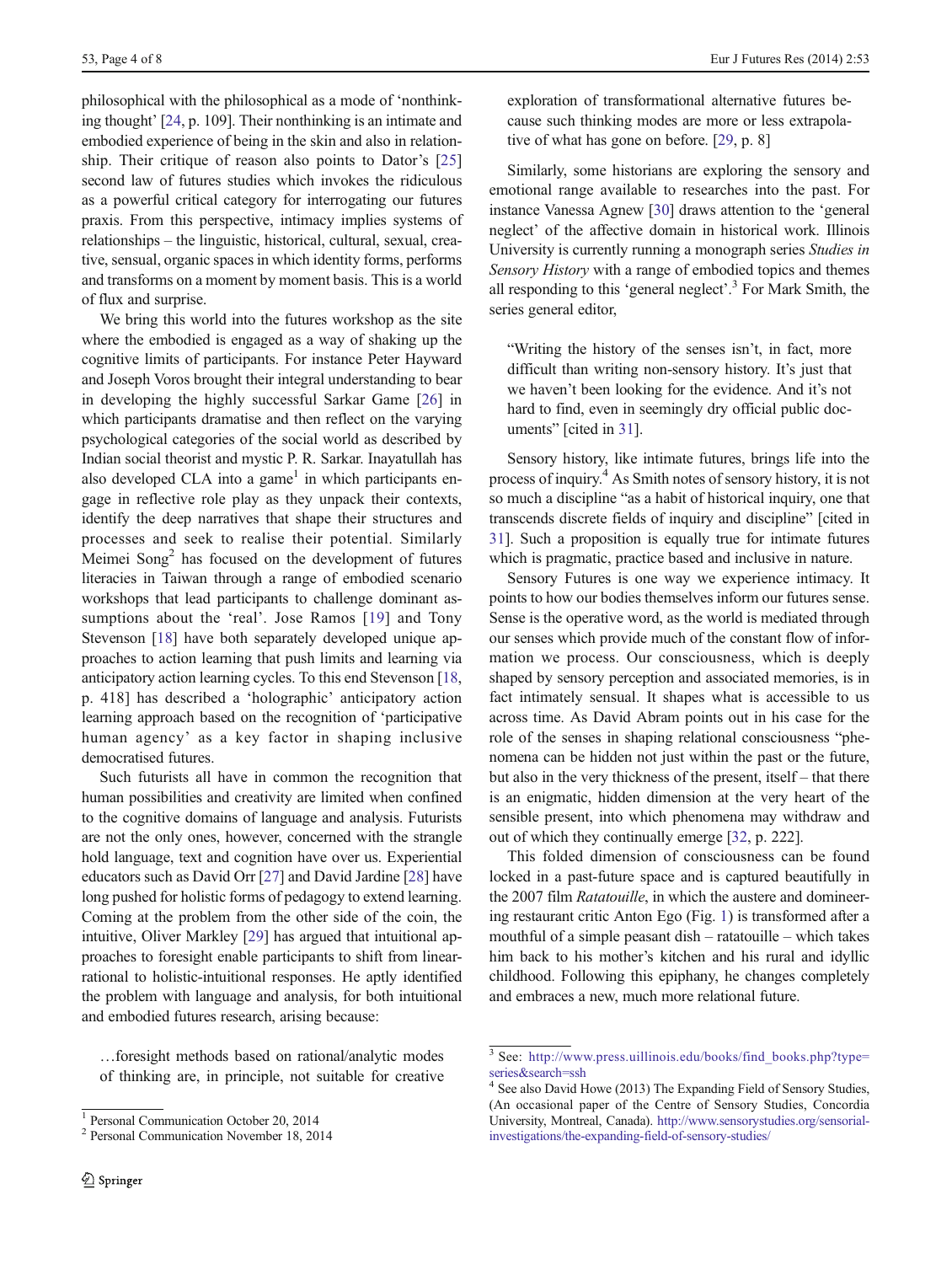philosophical with the philosophical as a mode of 'nonthinking thought' [24, p. 109]. Their nonthinking is an intimate and embodied experience of being in the skin and also in relationship. Their critique of reason also points to Dator's [25] second law of futures studies which invokes the ridiculous as a powerful critical category for interrogating our futures praxis. From this perspective, intimacy implies systems of relationships – the linguistic, historical, cultural, sexual, creative, sensual, organic spaces in which identity forms, performs and transforms on a moment by moment basis. This is a world of flux and surprise.

We bring this world into the futures workshop as the site where the embodied is engaged as a way of shaking up the cognitive limits of participants. For instance Peter Hayward and Joseph Voros brought their integral understanding to bear in developing the highly successful Sarkar Game [26] in which participants dramatise and then reflect on the varying psychological categories of the social world as described by Indian social theorist and mystic P. R. Sarkar. Inayatullah has also developed CLA into a game[1] in which participants engage in reflective role play as they unpack their contexts, identify the deep narratives that shape their structures and processes and seek to realise their potential. Similarly Meimei Song[2] has focused on the development of futures literacies in Taiwan through a range of embodied scenario workshops that lead participants to challenge dominant assumptions about the 'real'. Jose Ramos [19] and Tony Stevenson [18] have both separately developed unique approaches to action learning that push limits and learning via anticipatory action learning cycles. To this end Stevenson [18, p. 418] has described a 'holographic' anticipatory action learning approach based on the recognition of 'participative human agency' as a key factor in shaping inclusive democratised futures.

Such futurists all have in common the recognition that human possibilities and creativity are limited when confined to the cognitive domains of language and analysis. Futurists are not the only ones, however, concerned with the strangle hold language, text and cognition have over us. Experiential educators such as David Orr [27] and David Jardine [28] have long pushed for holistic forms of pedagogy to extend learning. Coming at the problem from the other side of the coin, the intuitive, Oliver Markley [29] has argued that intuitional approaches to foresight enable participants to shift from linear-rational to holistic-intuitional responses. He aptly identified the problem with language and analysis, for both intuitional and embodied futures research, arising because:

> …foresight methods based on rational/analytic modes of thinking are, in principle, not suitable for creative exploration of transformational alternative futures because such thinking modes are more or less extrapolative of what has gone on before. [29, p. 8]

Similarly, some historians are exploring the sensory and emotional range available to researches into the past. For instance Vanessa Agnew [30] draws attention to the 'general neglect' of the affective domain in historical work. Illinois University is currently running a monograph series *Studies in Sensory History* with a range of embodied topics and themes all responding to this 'general neglect'.[3] For Mark Smith, the series general editor,

> "Writing the history of the senses isn't, in fact, more difficult than writing non-sensory history. It's just that we haven't been looking for the evidence. And it's not hard to find, even in seemingly dry official public documents" [cited in 31].

Sensory history, like intimate futures, brings life into the process of inquiry.[4] As Smith notes of sensory history, it is not so much a discipline "as a habit of historical inquiry, one that transcends discrete fields of inquiry and discipline" [cited in 31]. Such a proposition is equally true for intimate futures which is pragmatic, practice based and inclusive in nature.

Sensory Futures is one way we experience intimacy. It points to how our bodies themselves inform our futures sense. Sense is the operative word, as the world is mediated through our senses which provide much of the constant flow of information we process. Our consciousness, which is deeply shaped by sensory perception and associated memories, is in fact intimately sensual. It shapes what is accessible to us across time. As David Abram points out in his case for the role of the senses in shaping relational consciousness "phenomena can be hidden not just within the past or the future, but also in the very thickness of the present, itself – that there is an enigmatic, hidden dimension at the very heart of the sensible present, into which phenomena may withdraw and out of which they continually emerge [32, p. 222].

This folded dimension of consciousness can be found locked in a past-future space and is captured beautifully in the 2007 film *Ratatouille*, in which the austere and domineering restaurant critic Anton Ego (Fig. 1) is transformed after a mouthful of a simple peasant dish – ratatouille – which takes him back to his mother's kitchen and his rural and idyllic childhood. Following this epiphany, he changes completely and embraces a new, much more relational future.

---

[1] Personal Communication October 20, 2014

[2] Personal Communication November 18, 2014

[3] See: http://www.press.uillinois.edu/books/find_books.php?type=series&search=ssh

[4] See also David Howe (2013) The Expanding Field of Sensory Studies, (An occasional paper of the Centre of Sensory Studies, Concordia University, Montreal, Canada). http://www.sensorystudies.org/sensorial-investigations/the-expanding-field-of-sensory-studies/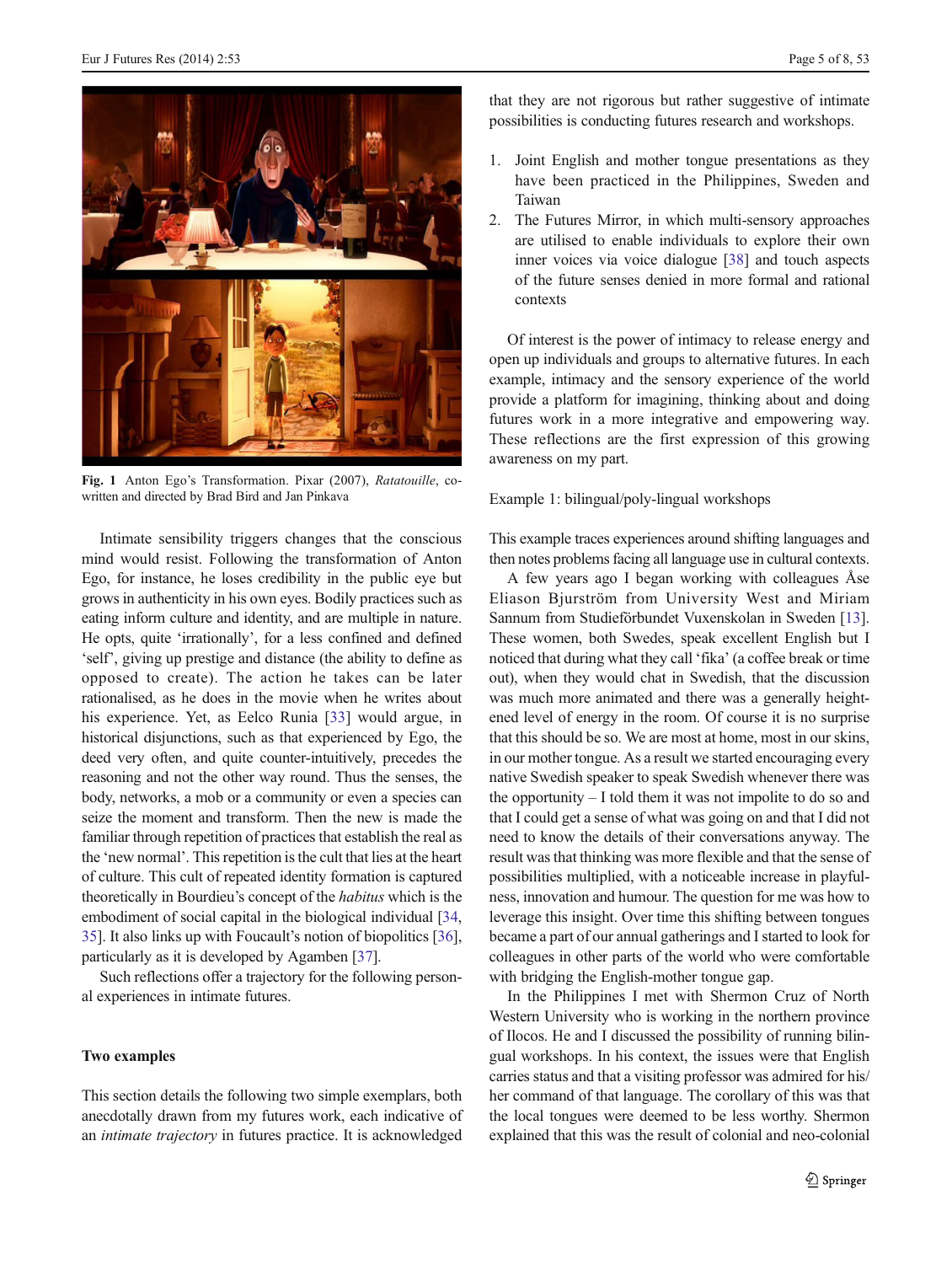Fig. 1 Anton Ego's Transformation. Pixar (2007), *Ratatouille*, co-written and directed by Brad Bird and Jan Pinkava

Intimate sensibility triggers changes that the conscious mind would resist. Following the transformation of Anton Ego, for instance, he loses credibility in the public eye but grows in authenticity in his own eyes. Bodily practices such as eating inform culture and identity, and are multiple in nature. He opts, quite 'irrationally', for a less confined and defined 'self', giving up prestige and distance (the ability to define as opposed to create). The action he takes can be later rationalised, as he does in the movie when he writes about his experience. Yet, as Eelco Runia [33] would argue, in historical disjunctions, such as that experienced by Ego, the deed very often, and quite counter-intuitively, precedes the reasoning and not the other way round. Thus the senses, the body, networks, a mob or a community or even a species can seize the moment and transform. Then the new is made the familiar through repetition of practices that establish the real as the 'new normal'. This repetition is the cult that lies at the heart of culture. This cult of repeated identity formation is captured theoretically in Bourdieu's concept of the *habitus* which is the embodiment of social capital in the biological individual [34, 35]. It also links up with Foucault's notion of biopolitics [36], particularly as it is developed by Agamben [37].

Such reflections offer a trajectory for the following personal experiences in intimate futures.

## Two examples

This section details the following two simple exemplars, both anecdotally drawn from my futures work, each indicative of an *intimate trajectory* in futures practice. It is acknowledged that they are not rigorous but rather suggestive of intimate possibilities is conducting futures research and workshops.

1. Joint English and mother tongue presentations as they have been practiced in the Philippines, Sweden and Taiwan
2. The Futures Mirror, in which multi-sensory approaches are utilised to enable individuals to explore their own inner voices via voice dialogue [38] and touch aspects of the future senses denied in more formal and rational contexts

Of interest is the power of intimacy to release energy and open up individuals and groups to alternative futures. In each example, intimacy and the sensory experience of the world provide a platform for imagining, thinking about and doing futures work in a more integrative and empowering way. These reflections are the first expression of this growing awareness on my part.

### Example 1: bilingual/poly-lingual workshops

This example traces experiences around shifting languages and then notes problems facing all language use in cultural contexts.

A few years ago I began working with colleagues Åse Eliason Bjurström from University West and Miriam Sannum from Studieförbundet Vuxenskolan in Sweden [13]. These women, both Swedes, speak excellent English but I noticed that during what they call 'fika' (a coffee break or time out), when they would chat in Swedish, the discussion was much more animated and there was a generally heightened level of energy in the room. Of course it is no surprise that this should be so. We are most at home, most in our skins, in our mother tongue. As a result we started encouraging every native Swedish speaker to speak Swedish whenever there was the opportunity – I told them it was not impolite to do so and that I could get a sense of what was going on and that I did not need to know the details of their conversations anyway. The result was that thinking was more flexible and that the sense of possibilities multiplied, with a noticeable increase in playfulness, innovation and humour. The question for me was how to leverage this insight. Over time this shifting between tongues became a part of our annual gatherings and I started to look for colleagues in other parts of the world who were comfortable with bridging the English-mother tongue gap.

In the Philippines I met with Shermon Cruz of North Western University who is working in the northern province of Ilocos. He and I discussed the possibility of running bilingual workshops. In his context, the issues were that English carries status and that a visiting professor was admired for his/her command of that language. The corollary of this was that the local tongues were deemed to be less worthy. Shermon explained that this was the result of colonial and neo-colonial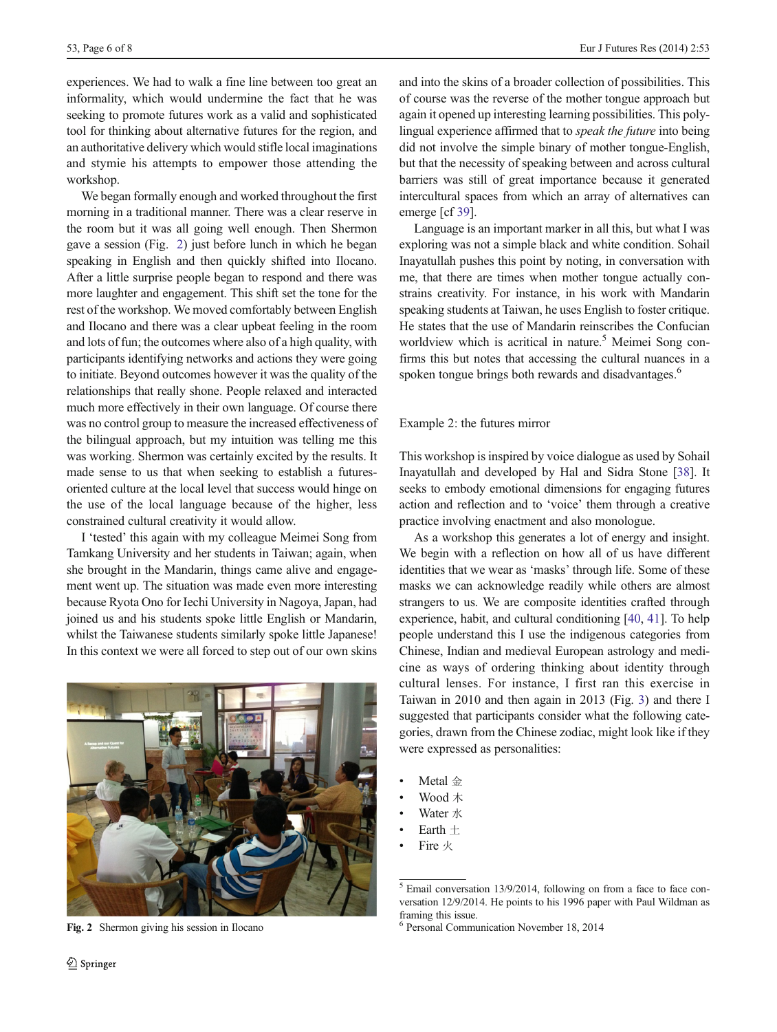experiences. We had to walk a fine line between too great an informality, which would undermine the fact that he was seeking to promote futures work as a valid and sophisticated tool for thinking about alternative futures for the region, and an authoritative delivery which would stifle local imaginations and stymie his attempts to empower those attending the workshop.

We began formally enough and worked throughout the first morning in a traditional manner. There was a clear reserve in the room but it was all going well enough. Then Shermon gave a session (Fig. 2) just before lunch in which he began speaking in English and then quickly shifted into Ilocano. After a little surprise people began to respond and there was more laughter and engagement. This shift set the tone for the rest of the workshop. We moved comfortably between English and Ilocano and there was a clear upbeat feeling in the room and lots of fun; the outcomes where also of a high quality, with participants identifying networks and actions they were going to initiate. Beyond outcomes however it was the quality of the relationships that really shone. People relaxed and interacted much more effectively in their own language. Of course there was no control group to measure the increased effectiveness of the bilingual approach, but my intuition was telling me this was working. Shermon was certainly excited by the results. It made sense to us that when seeking to establish a futures-oriented culture at the local level that success would hinge on the use of the local language because of the higher, less constrained cultural creativity it would allow.

I 'tested' this again with my colleague Meimei Song from Tamkang University and her students in Taiwan; again, when she brought in the Mandarin, things came alive and engagement went up. The situation was made even more interesting because Ryota Ono for Iechi University in Nagoya, Japan, had joined us and his students spoke little English or Mandarin, whilst the Taiwanese students similarly spoke little Japanese! In this context we were all forced to step out of our own skins and into the skins of a broader collection of possibilities. This of course was the reverse of the mother tongue approach but again it opened up interesting learning possibilities. This polylingual experience affirmed that to *speak the future* into being did not involve the simple binary of mother tongue-English, but that the necessity of speaking between and across cultural barriers was still of great importance because it generated intercultural spaces from which an array of alternatives can emerge [cf 39].

Fig. 2 Shermon giving his session in Ilocano

Language is an important marker in all this, but what I was exploring was not a simple black and white condition. Sohail Inayatullah pushes this point by noting, in conversation with me, that there are times when mother tongue actually constrains creativity. For instance, in his work with Mandarin speaking students at Taiwan, he uses English to foster critique. He states that the use of Mandarin reinscribes the Confucian worldview which is acritical in nature.[5] Meimei Song confirms this but notes that accessing the cultural nuances in a spoken tongue brings both rewards and disadvantages.[6]

## Example 2: the futures mirror

This workshop is inspired by voice dialogue as used by Sohail Inayatullah and developed by Hal and Sidra Stone [38]. It seeks to embody emotional dimensions for engaging futures action and reflection and to 'voice' them through a creative practice involving enactment and also monologue.

As a workshop this generates a lot of energy and insight. We begin with a reflection on how all of us have different identities that we wear as 'masks' through life. Some of these masks we can acknowledge readily while others are almost strangers to us. We are composite identities crafted through experience, habit, and cultural conditioning [40, 41]. To help people understand this I use the indigenous categories from Chinese, Indian and medieval European astrology and medicine as ways of ordering thinking about identity through cultural lenses. For instance, I first ran this exercise in Taiwan in 2010 and then again in 2013 (Fig. 3) and there I suggested that participants consider what the following categories, drawn from the Chinese zodiac, might look like if they were expressed as personalities:

- Metal 金
- Wood 木
- Water 水
- Earth 土
- Fire 火

---

[5] Email conversation 13/9/2014, following on from a face to face conversation 12/9/2014. He points to his 1996 paper with Paul Wildman as framing this issue.

[6] Personal Communication November 18, 2014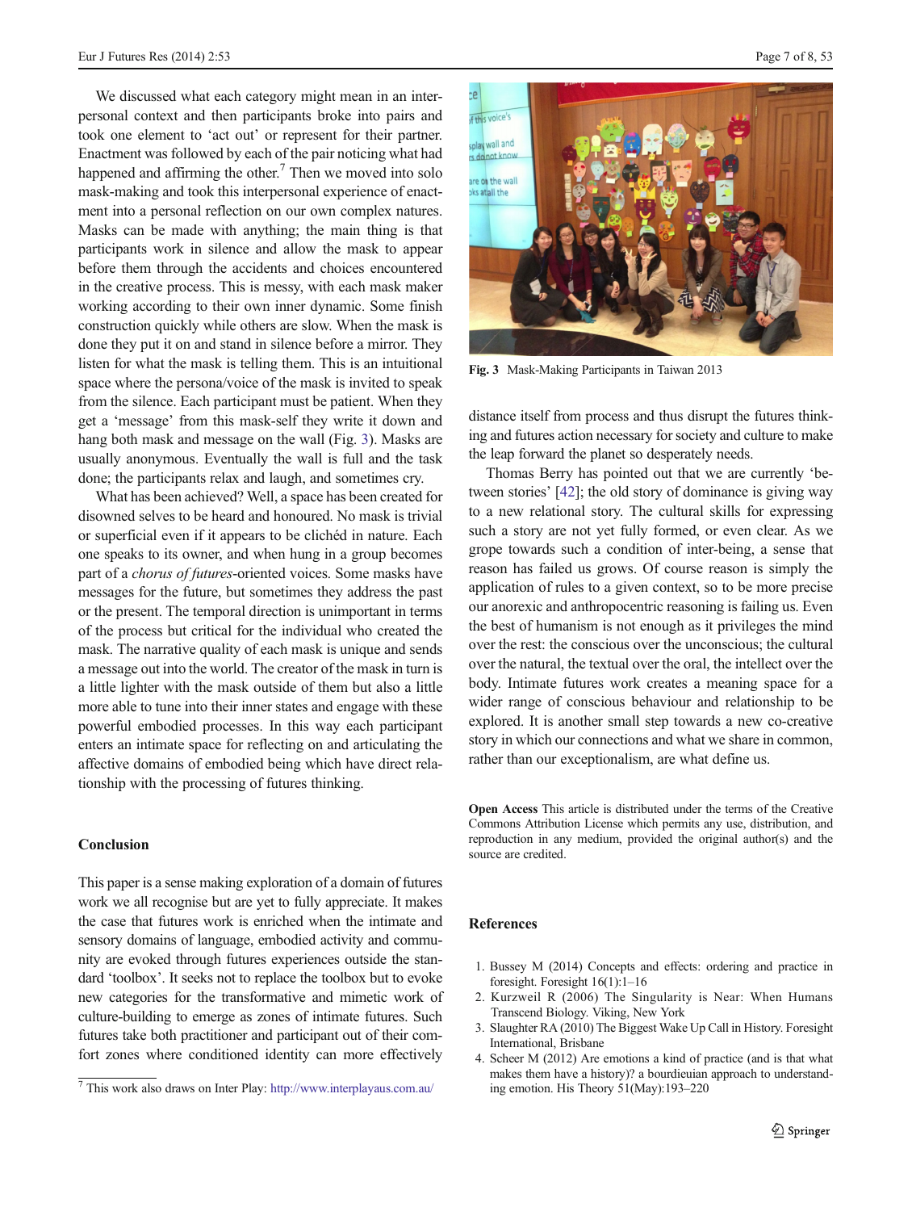We discussed what each category might mean in an interpersonal context and then participants broke into pairs and took one element to 'act out' or represent for their partner. Enactment was followed by each of the pair noticing what had happened and affirming the other.[7] Then we moved into solo mask-making and took this interpersonal experience of enactment into a personal reflection on our own complex natures. Masks can be made with anything; the main thing is that participants work in silence and allow the mask to appear before them through the accidents and choices encountered in the creative process. This is messy, with each mask maker working according to their own inner dynamic. Some finish construction quickly while others are slow. When the mask is done they put it on and stand in silence before a mirror. They listen for what the mask is telling them. This is an intuitional space where the persona/voice of the mask is invited to speak from the silence. Each participant must be patient. When they get a 'message' from this mask-self they write it down and hang both mask and message on the wall (Fig. 3). Masks are usually anonymous. Eventually the wall is full and the task done; the participants relax and laugh, and sometimes cry.

What has been achieved? Well, a space has been created for disowned selves to be heard and honoured. No mask is trivial or superficial even if it appears to be clichéd in nature. Each one speaks to its owner, and when hung in a group becomes part of a *chorus of futures*-oriented voices. Some masks have messages for the future, but sometimes they address the past or the present. The temporal direction is unimportant in terms of the process but critical for the individual who created the mask. The narrative quality of each mask is unique and sends a message out into the world. The creator of the mask in turn is a little lighter with the mask outside of them but also a little more able to tune into their inner states and engage with these powerful embodied processes. In this way each participant enters an intimate space for reflecting on and articulating the affective domains of embodied being which have direct relationship with the processing of futures thinking.

Fig. 3 Mask-Making Participants in Taiwan 2013

## Conclusion

This paper is a sense making exploration of a domain of futures work we all recognise but are yet to fully appreciate. It makes the case that futures work is enriched when the intimate and sensory domains of language, embodied activity and community are evoked through futures experiences outside the standard 'toolbox'. It seeks not to replace the toolbox but to evoke new categories for the transformative and mimetic work of culture-building to emerge as zones of intimate futures. Such futures take both practitioner and participant out of their comfort zones where conditioned identity can more effectively distance itself from process and thus disrupt the futures thinking and futures action necessary for society and culture to make the leap forward the planet so desperately needs.

Thomas Berry has pointed out that we are currently 'between stories' [42]; the old story of dominance is giving way to a new relational story. The cultural skills for expressing such a story are not yet fully formed, or even clear. As we grope towards such a condition of inter-being, a sense that reason has failed us grows. Of course reason is simply the application of rules to a given context, so to be more precise our anorexic and anthropocentric reasoning is failing us. Even the best of humanism is not enough as it privileges the mind over the rest: the conscious over the unconscious; the cultural over the natural, the textual over the oral, the intellect over the body. Intimate futures work creates a meaning space for a wider range of conscious behaviour and relationship to be explored. It is another small step towards a new co-creative story in which our connections and what we share in common, rather than our exceptionalism, are what define us.

**Open Access** This article is distributed under the terms of the Creative Commons Attribution License which permits any use, distribution, and reproduction in any medium, provided the original author(s) and the source are credited.

## References

1. Bussey M (2014) Concepts and effects: ordering and practice in foresight. Foresight 16(1):1–16
2. Kurzweil R (2006) The Singularity is Near: When Humans Transcend Biology. Viking, New York
3. Slaughter RA (2010) The Biggest Wake Up Call in History. Foresight International, Brisbane
4. Scheer M (2012) Are emotions a kind of practice (and is that what makes them have a history)? a bourdieuian approach to understanding emotion. His Theory 51(May):193–220

[7] This work also draws on Inter Play: http://www.interplayaus.com.au/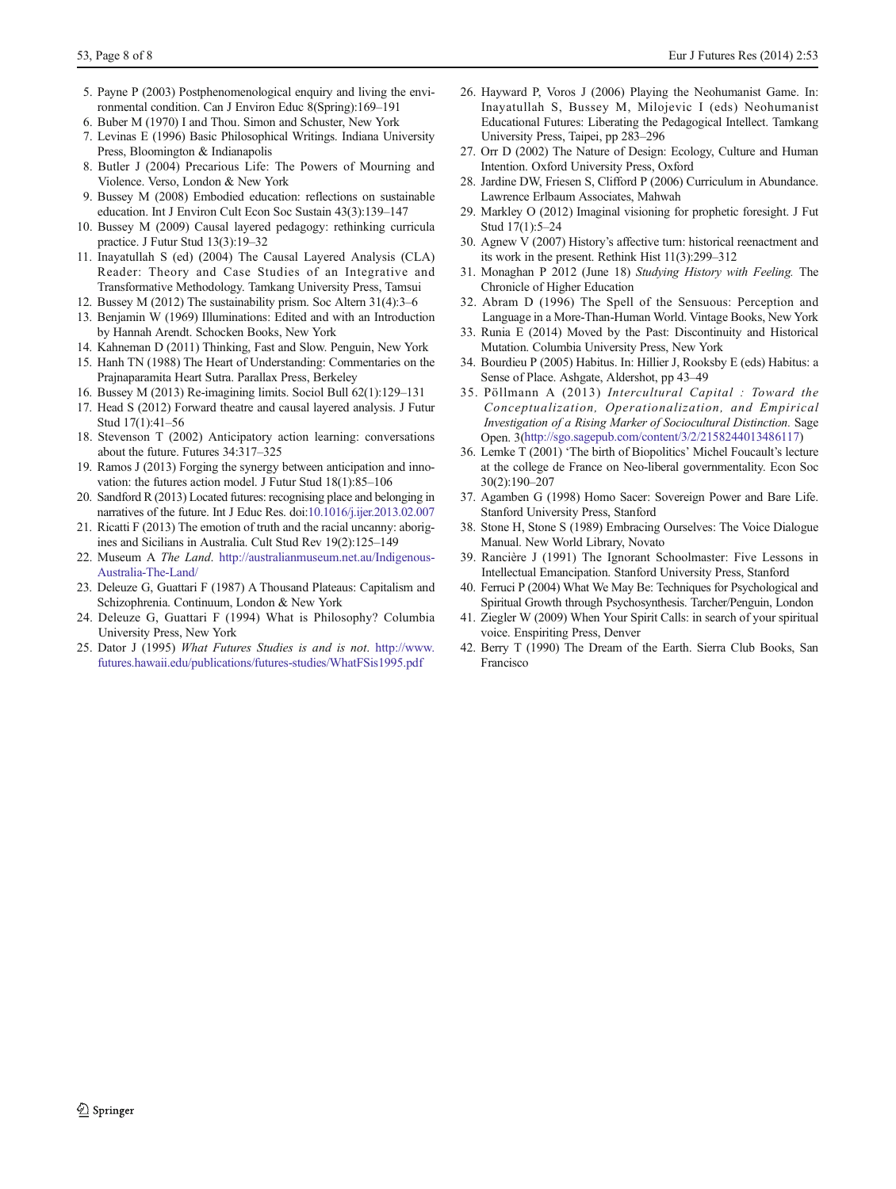5. Payne P (2003) Postphenomenological enquiry and living the environmental condition. Can J Environ Educ 8(Spring):169–191
6. Buber M (1970) I and Thou. Simon and Schuster, New York
7. Levinas E (1996) Basic Philosophical Writings. Indiana University Press, Bloomington & Indianapolis
8. Butler J (2004) Precarious Life: The Powers of Mourning and Violence. Verso, London & New York
9. Bussey M (2008) Embodied education: reflections on sustainable education. Int J Environ Cult Econ Soc Sustain 43(3):139–147
10. Bussey M (2009) Causal layered pedagogy: rethinking curricula practice. J Futur Stud 13(3):19–32
11. Inayatullah S (ed) (2004) The Causal Layered Analysis (CLA) Reader: Theory and Case Studies of an Integrative and Transformative Methodology. Tamkang University Press, Tamsui
12. Bussey M (2012) The sustainability prism. Soc Altern 31(4):3–6
13. Benjamin W (1969) Illuminations: Edited and with an Introduction by Hannah Arendt. Schocken Books, New York
14. Kahneman D (2011) Thinking, Fast and Slow. Penguin, New York
15. Hanh TN (1988) The Heart of Understanding: Commentaries on the Prajnaparamita Heart Sutra. Parallax Press, Berkeley
16. Bussey M (2013) Re-imagining limits. Sociol Bull 62(1):129–131
17. Head S (2012) Forward theatre and causal layered analysis. J Futur Stud 17(1):41–56
18. Stevenson T (2002) Anticipatory action learning: conversations about the future. Futures 34:317–325
19. Ramos J (2013) Forging the synergy between anticipation and innovation: the futures action model. J Futur Stud 18(1):85–106
20. Sandford R (2013) Located futures: recognising place and belonging in narratives of the future. Int J Educ Res. doi:10.1016/j.ijer.2013.02.007
21. Ricatti F (2013) The emotion of truth and the racial uncanny: aborigines and Sicilians in Australia. Cult Stud Rev 19(2):125–149
22. Museum A *The Land*. http://australianmuseum.net.au/Indigenous-Australia-The-Land/
23. Deleuze G, Guattari F (1987) A Thousand Plateaus: Capitalism and Schizophrenia. Continuum, London & New York
24. Deleuze G, Guattari F (1994) What is Philosophy? Columbia University Press, New York
25. Dator J (1995) *What Futures Studies is and is not*. http://www.futures.hawaii.edu/publications/futures-studies/WhatFSis1995.pdf
26. Hayward P, Voros J (2006) Playing the Neohumanist Game. In: Inayatullah S, Bussey M, Milojevic I (eds) Neohumanist Educational Futures: Liberating the Pedagogical Intellect. Tamkang University Press, Taipei, pp 283–296
27. Orr D (2002) The Nature of Design: Ecology, Culture and Human Intention. Oxford University Press, Oxford
28. Jardine DW, Friesen S, Clifford P (2006) Curriculum in Abundance. Lawrence Erlbaum Associates, Mahwah
29. Markley O (2012) Imaginal visioning for prophetic foresight. J Fut Stud 17(1):5–24
30. Agnew V (2007) History's affective turn: historical reenactment and its work in the present. Rethink Hist 11(3):299–312
31. Monaghan P 2012 (June 18) *Studying History with Feeling*. The Chronicle of Higher Education
32. Abram D (1996) The Spell of the Sensuous: Perception and Language in a More-Than-Human World. Vintage Books, New York
33. Runia E (2014) Moved by the Past: Discontinuity and Historical Mutation. Columbia University Press, New York
34. Bourdieu P (2005) Habitus. In: Hillier J, Rooksby E (eds) Habitus: a Sense of Place. Ashgate, Aldershot, pp 43–49
35. Pöllmann A (2013) *Intercultural Capital : Toward the Conceptualization, Operationalization, and Empirical Investigation of a Rising Marker of Sociocultural Distinction*. Sage Open. 3(http://sgo.sagepub.com/content/3/2/2158244013486117)
36. Lemke T (2001) 'The birth of Biopolitics' Michel Foucault's lecture at the college de France on Neo-liberal governmentality. Econ Soc 30(2):190–207
37. Agamben G (1998) Homo Sacer: Sovereign Power and Bare Life. Stanford University Press, Stanford
38. Stone H, Stone S (1989) Embracing Ourselves: The Voice Dialogue Manual. New World Library, Novato
39. Rancière J (1991) The Ignorant Schoolmaster: Five Lessons in Intellectual Emancipation. Stanford University Press, Stanford
40. Ferruci P (2004) What We May Be: Techniques for Psychological and Spiritual Growth through Psychosynthesis. Tarcher/Penguin, London
41. Ziegler W (2009) When Your Spirit Calls: in search of your spiritual voice. Enspiriting Press, Denver
42. Berry T (1990) The Dream of the Earth. Sierra Club Books, San Francisco